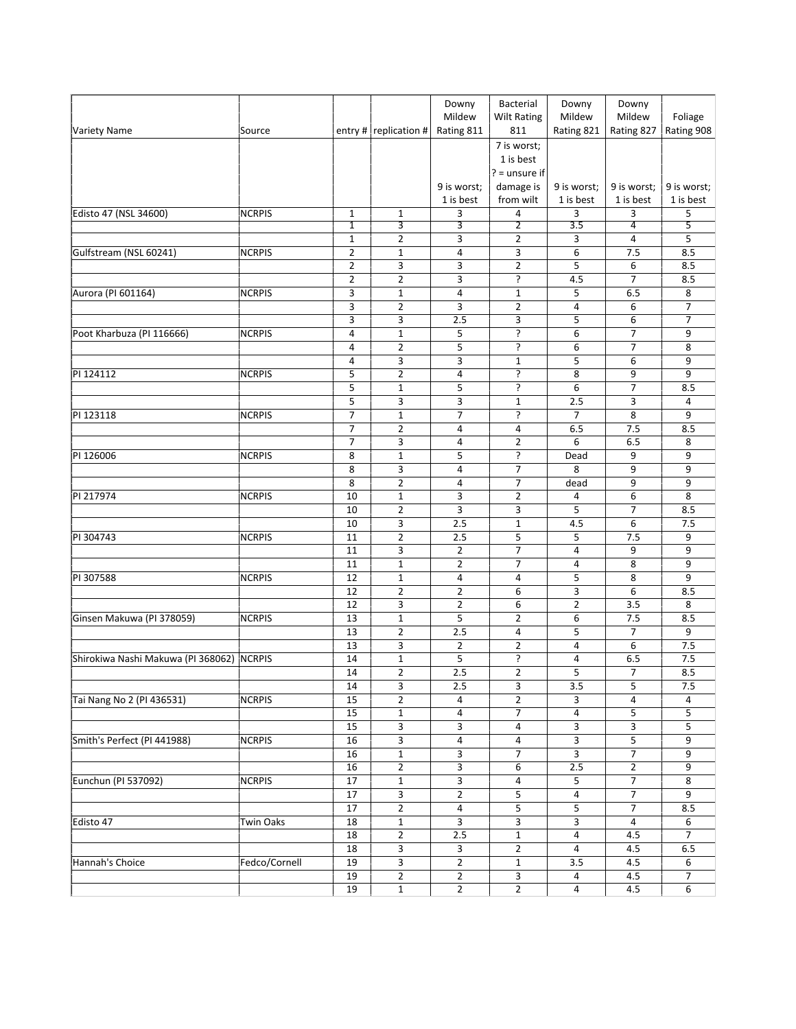| Variety Name | Source | entry # | replication # | Downy Mildew Rating 811 | Bacterial Wilt Rating 811 | Downy Mildew Rating 821 | Downy Mildew Rating 827 | Foliage Rating 908 |
|---|---|---|---|---|---|---|---|---|
| | | | | 9 is worst; 1 is best | 7 is worst; 1 is best ? = unsure if damage is from wilt | 9 is worst; 1 is best | 9 is worst; 1 is best | 9 is worst; 1 is best |
| Edisto 47 (NSL 34600) | NCRPIS | 1 | 1 | 3 | 4 | 3 | 3 | 5 |
| | | 1 | 3 | 3 | 2 | 3.5 | 4 | 5 |
| | | 1 | 2 | 3 | 2 | 3 | 4 | 5 |
| Gulfstream (NSL 60241) | NCRPIS | 2 | 1 | 4 | 3 | 6 | 7.5 | 8.5 |
| | | 2 | 3 | 3 | 2 | 5 | 6 | 8.5 |
| | | 2 | 2 | 3 | ? | 4.5 | 7 | 8.5 |
| Aurora (PI 601164) | NCRPIS | 3 | 1 | 4 | 1 | 5 | 6.5 | 8 |
| | | 3 | 2 | 3 | 2 | 4 | 6 | 7 |
| | | 3 | 3 | 2.5 | 3 | 5 | 6 | 7 |
| Poot Kharbuza (PI 116666) | NCRPIS | 4 | 1 | 5 | ? | 6 | 7 | 9 |
| | | 4 | 2 | 5 | ? | 6 | 7 | 8 |
| | | 4 | 3 | 3 | 1 | 5 | 6 | 9 |
| PI 124112 | NCRPIS | 5 | 2 | 4 | ? | 8 | 9 | 9 |
| | | 5 | 1 | 5 | ? | 6 | 7 | 8.5 |
| | | 5 | 3 | 3 | 1 | 2.5 | 3 | 4 |
| PI 123118 | NCRPIS | 7 | 1 | 7 | ? | 7 | 8 | 9 |
| | | 7 | 2 | 4 | 4 | 6.5 | 7.5 | 8.5 |
| | | 7 | 3 | 4 | 2 | 6 | 6.5 | 8 |
| PI 126006 | NCRPIS | 8 | 1 | 5 | ? | Dead | 9 | 9 |
| | | 8 | 3 | 4 | 7 | 8 | 9 | 9 |
| | | 8 | 2 | 4 | 7 | dead | 9 | 9 |
| PI 217974 | NCRPIS | 10 | 1 | 3 | 2 | 4 | 6 | 8 |
| | | 10 | 2 | 3 | 3 | 5 | 7 | 8.5 |
| | | 10 | 3 | 2.5 | 1 | 4.5 | 6 | 7.5 |
| PI 304743 | NCRPIS | 11 | 2 | 2.5 | 5 | 5 | 7.5 | 9 |
| | | 11 | 3 | 2 | 7 | 4 | 9 | 9 |
| | | 11 | 1 | 2 | 7 | 4 | 8 | 9 |
| PI 307588 | NCRPIS | 12 | 1 | 4 | 4 | 5 | 8 | 9 |
| | | 12 | 2 | 2 | 6 | 3 | 6 | 8.5 |
| | | 12 | 3 | 2 | 6 | 2 | 3.5 | 8 |
| Ginsen Makuwa (PI 378059) | NCRPIS | 13 | 1 | 5 | 2 | 6 | 7.5 | 8.5 |
| | | 13 | 2 | 2.5 | 4 | 5 | 7 | 9 |
| | | 13 | 3 | 2 | 2 | 4 | 6 | 7.5 |
| Shirokiwa Nashi Makuwa (PI 368062) | NCRPIS | 14 | 1 | 5 | ? | 4 | 6.5 | 7.5 |
| | | 14 | 2 | 2.5 | 2 | 5 | 7 | 8.5 |
| | | 14 | 3 | 2.5 | 3 | 3.5 | 5 | 7.5 |
| Tai Nang No 2 (PI 436531) | NCRPIS | 15 | 2 | 4 | 2 | 3 | 4 | 4 |
| | | 15 | 1 | 4 | 7 | 4 | 5 | 5 |
| | | 15 | 3 | 3 | 4 | 3 | 3 | 5 |
| Smith's Perfect (PI 441988) | NCRPIS | 16 | 3 | 4 | 4 | 3 | 5 | 9 |
| | | 16 | 1 | 3 | 7 | 3 | 7 | 9 |
| | | 16 | 2 | 3 | 6 | 2.5 | 2 | 9 |
| Eunchun (PI 537092) | NCRPIS | 17 | 1 | 3 | 4 | 5 | 7 | 8 |
| | | 17 | 3 | 2 | 5 | 4 | 7 | 9 |
| | | 17 | 2 | 4 | 5 | 5 | 7 | 8.5 |
| Edisto 47 | Twin Oaks | 18 | 1 | 3 | 3 | 3 | 4 | 6 |
| | | 18 | 2 | 2.5 | 1 | 4 | 4.5 | 7 |
| | | 18 | 3 | 3 | 2 | 4 | 4.5 | 6.5 |
| Hannah's Choice | Fedco/Cornell | 19 | 3 | 2 | 1 | 3.5 | 4.5 | 6 |
| | | 19 | 2 | 2 | 3 | 4 | 4.5 | 7 |
| | | 19 | 1 | 2 | 2 | 4 | 4.5 | 6 |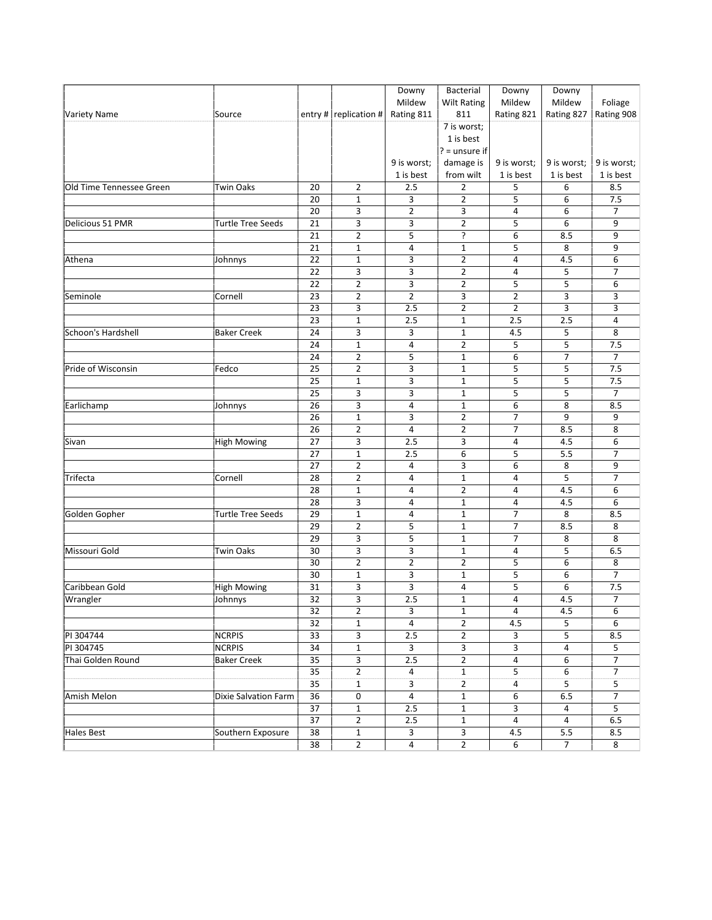| Variety Name | Source | entry # | replication # | Downy Mildew Rating 811 | Bacterial Wilt Rating 811 | Downy Mildew Rating 821 | Downy Mildew Rating 827 | Foliage Rating 908 |
|---|---|---|---|---|---|---|---|---|
| | | | | 9 is worst; 1 is best | 7 is worst; 1 is best ? = unsure if damage is from wilt | 9 is worst; 1 is best | 9 is worst; 1 is best | 9 is worst; 1 is best |
| Old Time Tennessee Green | Twin Oaks | 20 | 2 | 2.5 | 2 | 5 | 6 | 8.5 |
| | | 20 | 1 | 3 | 2 | 5 | 6 | 7.5 |
| | | 20 | 3 | 2 | 3 | 4 | 6 | 7 |
| Delicious 51 PMR | Turtle Tree Seeds | 21 | 3 | 3 | 2 | 5 | 6 | 9 |
| | | 21 | 2 | 5 | ? | 6 | 8.5 | 9 |
| | | 21 | 1 | 4 | 1 | 5 | 8 | 9 |
| Athena | Johnnys | 22 | 1 | 3 | 2 | 4 | 4.5 | 6 |
| | | 22 | 3 | 3 | 2 | 4 | 5 | 7 |
| | | 22 | 2 | 3 | 2 | 5 | 5 | 6 |
| Seminole | Cornell | 23 | 2 | 2 | 3 | 2 | 3 | 3 |
| | | 23 | 3 | 2.5 | 2 | 2 | 3 | 3 |
| | | 23 | 1 | 2.5 | 1 | 2.5 | 2.5 | 4 |
| Schoon's Hardshell | Baker Creek | 24 | 3 | 3 | 1 | 4.5 | 5 | 8 |
| | | 24 | 1 | 4 | 2 | 5 | 5 | 7.5 |
| | | 24 | 2 | 5 | 1 | 6 | 7 | 7 |
| Pride of Wisconsin | Fedco | 25 | 2 | 3 | 1 | 5 | 5 | 7.5 |
| | | 25 | 1 | 3 | 1 | 5 | 5 | 7.5 |
| | | 25 | 3 | 3 | 1 | 5 | 5 | 7 |
| Earlichamp | Johnnys | 26 | 3 | 4 | 1 | 6 | 8 | 8.5 |
| | | 26 | 1 | 3 | 2 | 7 | 9 | 9 |
| | | 26 | 2 | 4 | 2 | 7 | 8.5 | 8 |
| Sivan | High Mowing | 27 | 3 | 2.5 | 3 | 4 | 4.5 | 6 |
| | | 27 | 1 | 2.5 | 6 | 5 | 5.5 | 7 |
| | | 27 | 2 | 4 | 3 | 6 | 8 | 9 |
| Trifecta | Cornell | 28 | 2 | 4 | 1 | 4 | 5 | 7 |
| | | 28 | 1 | 4 | 2 | 4 | 4.5 | 6 |
| | | 28 | 3 | 4 | 1 | 4 | 4.5 | 6 |
| Golden Gopher | Turtle Tree Seeds | 29 | 1 | 4 | 1 | 7 | 8 | 8.5 |
| | | 29 | 2 | 5 | 1 | 7 | 8.5 | 8 |
| | | 29 | 3 | 5 | 1 | 7 | 8 | 8 |
| Missouri Gold | Twin Oaks | 30 | 3 | 3 | 1 | 4 | 5 | 6.5 |
| | | 30 | 2 | 2 | 2 | 5 | 6 | 8 |
| | | 30 | 1 | 3 | 1 | 5 | 6 | 7 |
| Caribbean Gold | High Mowing | 31 | 3 | 3 | 4 | 5 | 6 | 7.5 |
| Wrangler | Johnnys | 32 | 3 | 2.5 | 1 | 4 | 4.5 | 7 |
| | | 32 | 2 | 3 | 1 | 4 | 4.5 | 6 |
| | | 32 | 1 | 4 | 2 | 4.5 | 5 | 6 |
| PI 304744 | NCRPIS | 33 | 3 | 2.5 | 2 | 3 | 5 | 8.5 |
| PI 304745 | NCRPIS | 34 | 1 | 3 | 3 | 3 | 4 | 5 |
| Thai Golden Round | Baker Creek | 35 | 3 | 2.5 | 2 | 4 | 6 | 7 |
| | | 35 | 2 | 4 | 1 | 5 | 6 | 7 |
| | | 35 | 1 | 3 | 2 | 4 | 5 | 5 |
| Amish Melon | Dixie Salvation Farm | 36 | 0 | 4 | 1 | 6 | 6.5 | 7 |
| | | 37 | 1 | 2.5 | 1 | 3 | 4 | 5 |
| | | 37 | 2 | 2.5 | 1 | 4 | 4 | 6.5 |
| Hales Best | Southern Exposure | 38 | 1 | 3 | 3 | 4.5 | 5.5 | 8.5 |
| | | 38 | 2 | 4 | 2 | 6 | 7 | 8 |